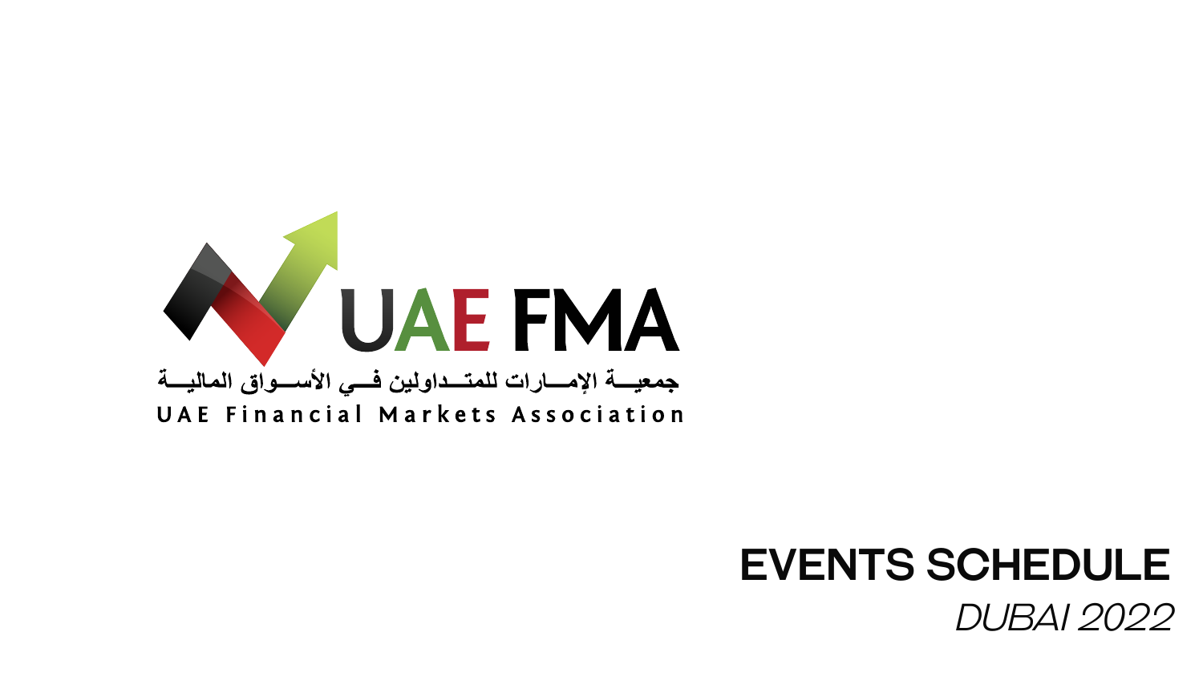UAE FMA

جمعيـــة الإمـــارات للمتـــداولين فـــي الأســـواق الماليـــة

UAE Financial Markets Association

# EVENTS SCHEDULE

*DUBAI 2022*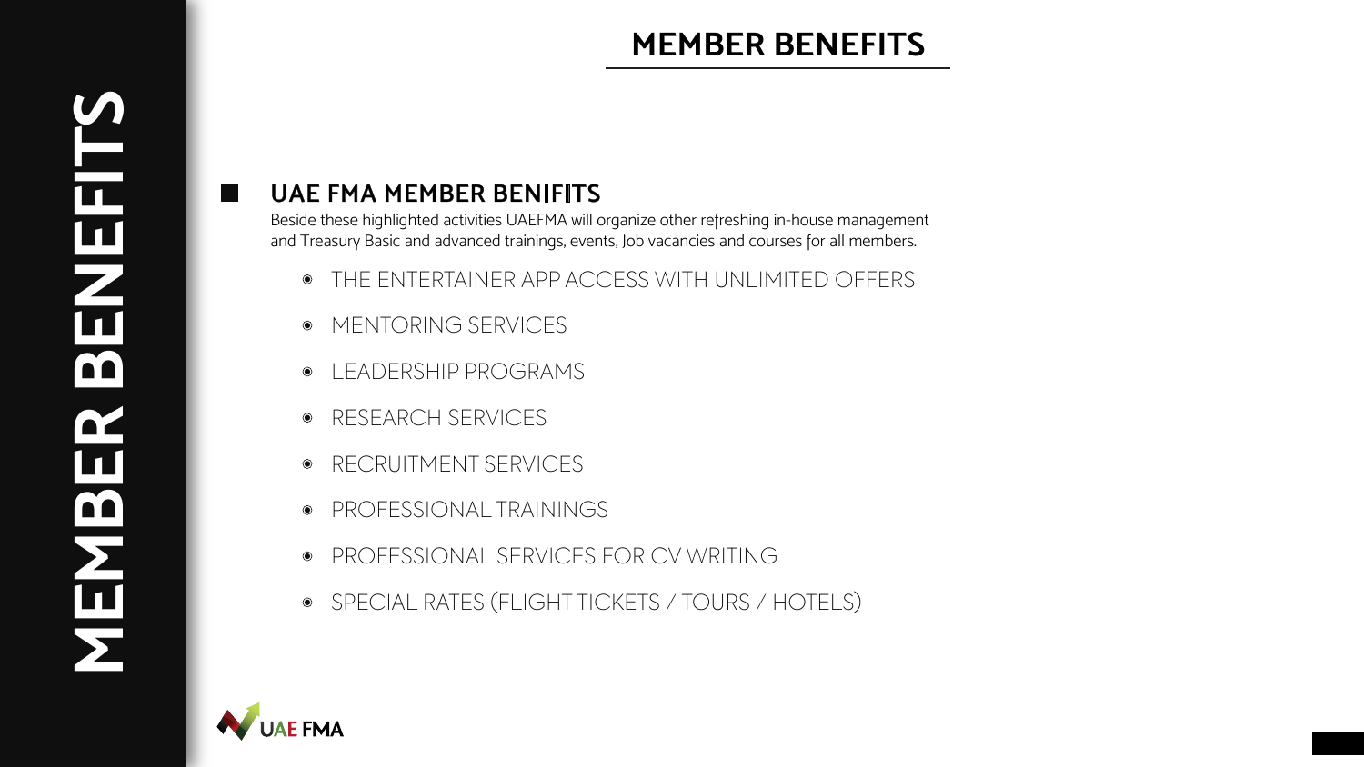# MEMBER BENEFITS

## UAE FMA MEMBER BENIFITS

Beside these highlighted activities UAEFMA will organize other refreshing in-house management and Treasury Basic and advanced trainings, events, Job vacancies and courses for all members.

- THE ENTERTAINER APP ACCESS WITH UNLIMITED OFFERS
- MENTORING SERVICES
- LEADERSHIP PROGRAMS
- RESEARCH SERVICES
- RECRUITMENT SERVICES
- PROFESSIONAL TRAININGS
- PROFESSIONAL SERVICES FOR CV WRITING
- SPECIAL RATES (FLIGHT TICKETS / TOURS / HOTELS)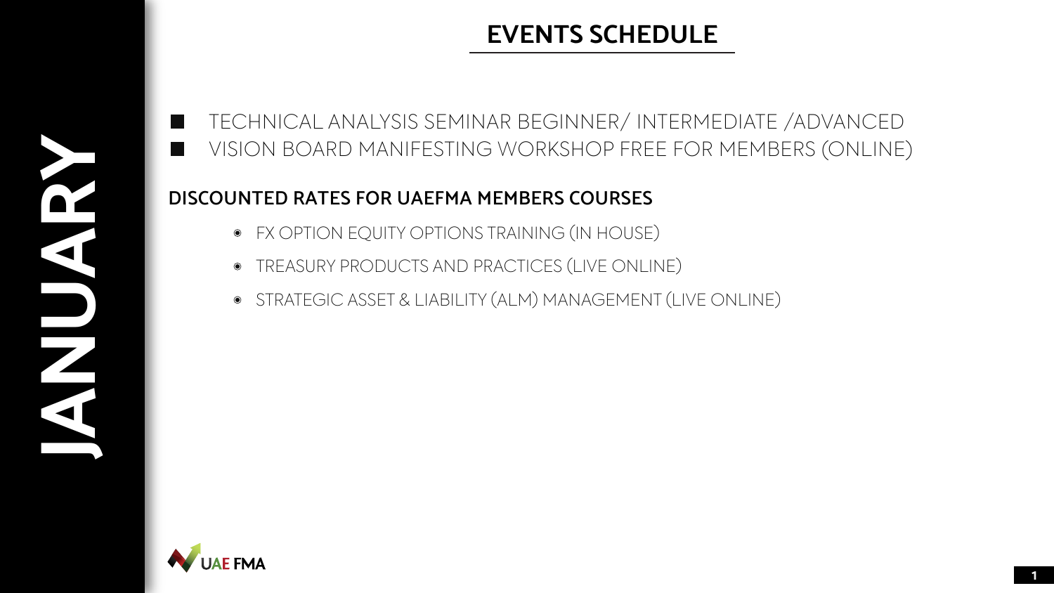# JANUARY

## EVENTS SCHEDULE

- TECHNICAL ANALYSIS SEMINAR BEGINNER/ INTERMEDIATE /ADVANCED
- VISION BOARD MANIFESTING WORKSHOP FREE FOR MEMBERS (ONLINE)

### DISCOUNTED RATES FOR UAEFMA MEMBERS COURSES

- FX OPTION EQUITY OPTIONS TRAINING (IN HOUSE)
- TREASURY PRODUCTS AND PRACTICES (LIVE ONLINE)
- STRATEGIC ASSET & LIABILITY (ALM) MANAGEMENT (LIVE ONLINE)

UAE FMA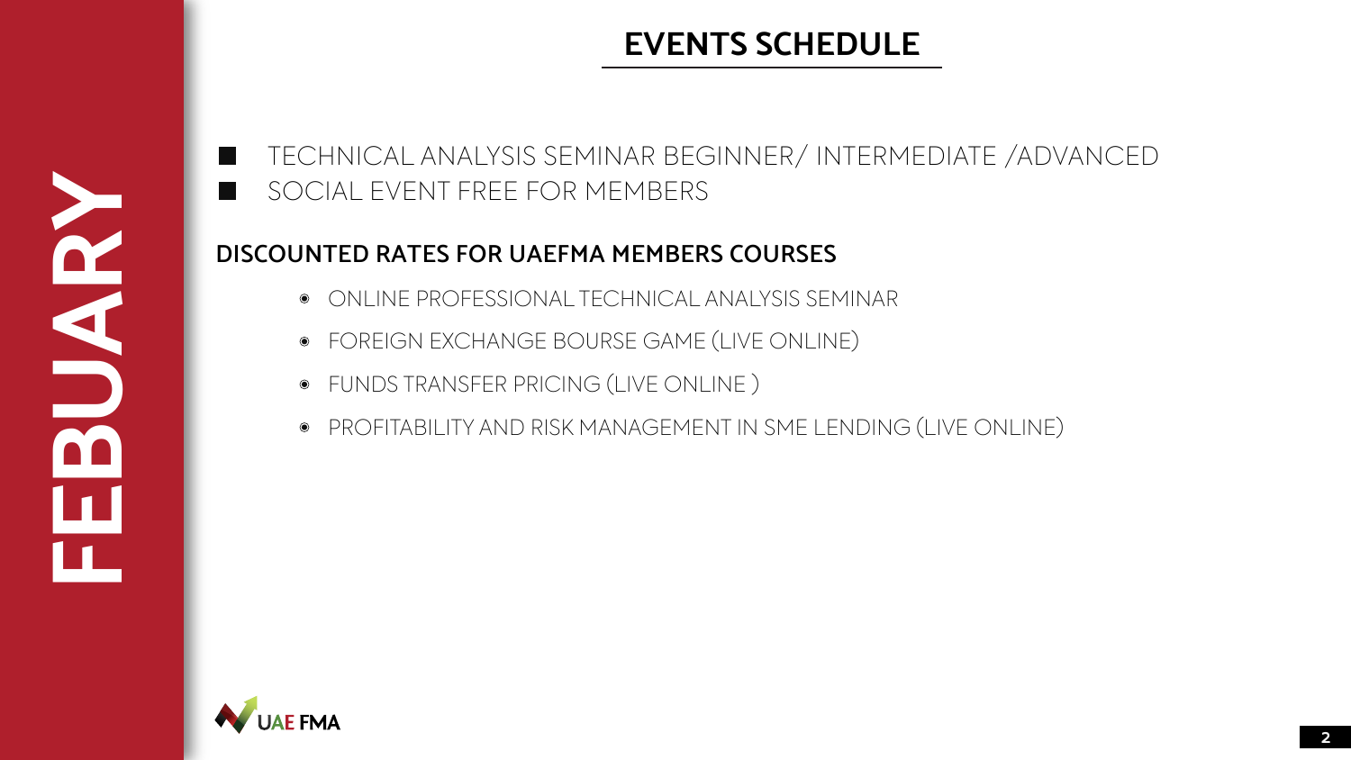# FEBUARY

## EVENTS SCHEDULE

- TECHNICAL ANALYSIS SEMINAR BEGINNER/ INTERMEDIATE /ADVANCED
- SOCIAL EVENT FREE FOR MEMBERS

### DISCOUNTED RATES FOR UAEFMA MEMBERS COURSES

- ONLINE PROFESSIONAL TECHNICAL ANALYSIS SEMINAR
- FOREIGN EXCHANGE BOURSE GAME (LIVE ONLINE)
- FUNDS TRANSFER PRICING (LIVE ONLINE )
- PROFITABILITY AND RISK MANAGEMENT IN SME LENDING (LIVE ONLINE)

UAE FMA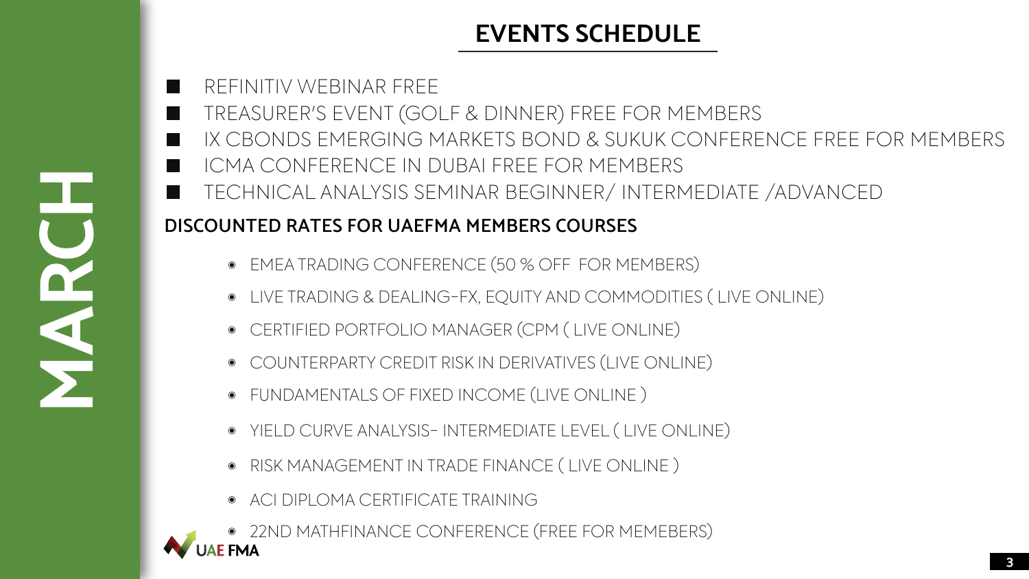# EVENTS SCHEDULE

## MARCH

- REFINITIV WEBINAR FREE
- TREASURER'S EVENT (GOLF & DINNER) FREE FOR MEMBERS
- IX CBONDS EMERGING MARKETS BOND & SUKUK CONFERENCE FREE FOR MEMBERS
- ICMA CONFERENCE IN DUBAI FREE FOR MEMBERS
- TECHNICAL ANALYSIS SEMINAR BEGINNER/ INTERMEDIATE /ADVANCED

**DISCOUNTED RATES FOR UAEFMA MEMBERS COURSES**

- EMEA TRADING CONFERENCE (50 % OFF FOR MEMBERS)
- LIVE TRADING & DEALING-FX, EQUITY AND COMMODITIES ( LIVE ONLINE)
- CERTIFIED PORTFOLIO MANAGER (CPM ( LIVE ONLINE)
- COUNTERPARTY CREDIT RISK IN DERIVATIVES (LIVE ONLINE)
- FUNDAMENTALS OF FIXED INCOME (LIVE ONLINE )
- YIELD CURVE ANALYSIS- INTERMEDIATE LEVEL ( LIVE ONLINE)
- RISK MANAGEMENT IN TRADE FINANCE ( LIVE ONLINE )
- ACI DIPLOMA CERTIFICATE TRAINING
- 22ND MATHFINANCE CONFERENCE (FREE FOR MEMEBERS)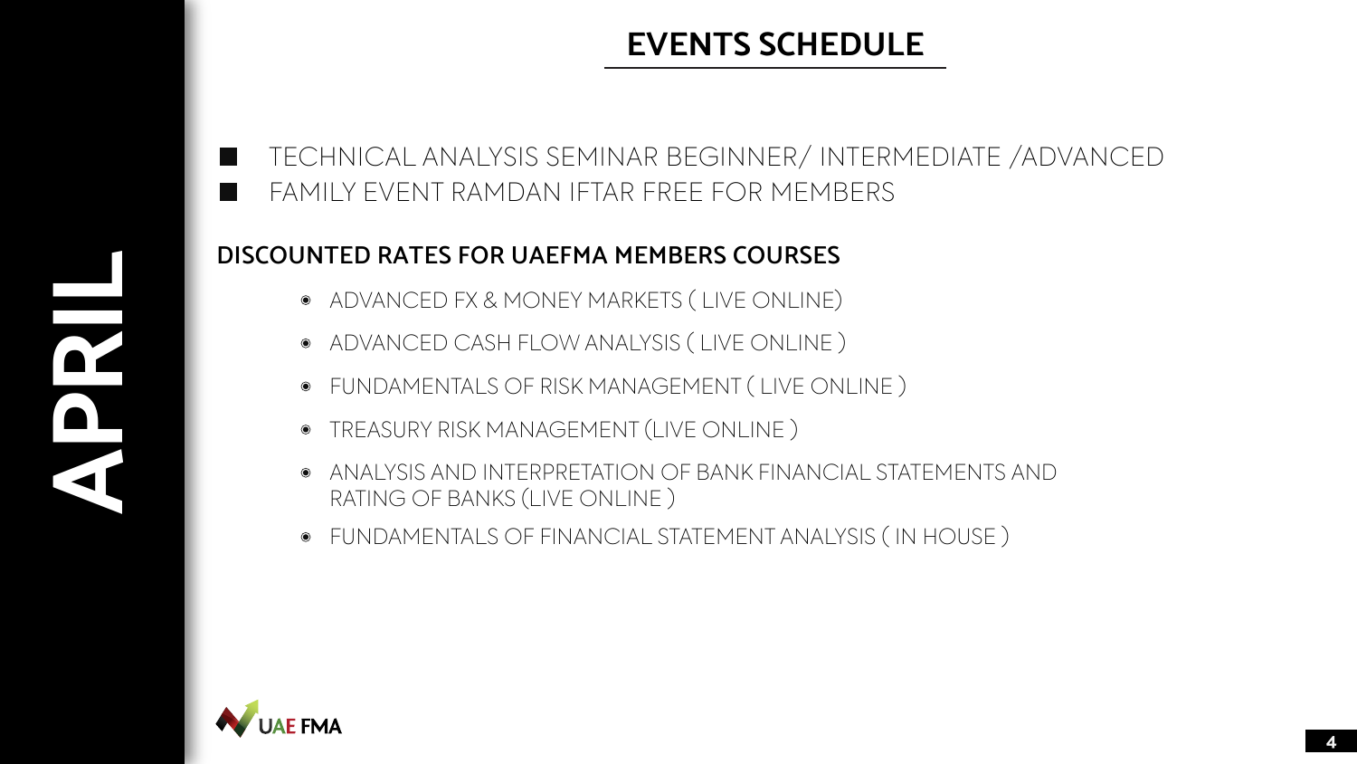# EVENTS SCHEDULE

## APRIL

- TECHNICAL ANALYSIS SEMINAR BEGINNER/ INTERMEDIATE /ADVANCED
- FAMILY EVENT RAMDAN IFTAR FREE FOR MEMBERS

### DISCOUNTED RATES FOR UAEFMA MEMBERS COURSES

- ADVANCED FX & MONEY MARKETS ( LIVE ONLINE)
- ADVANCED CASH FLOW ANALYSIS ( LIVE ONLINE )
- FUNDAMENTALS OF RISK MANAGEMENT ( LIVE ONLINE )
- TREASURY RISK MANAGEMENT (LIVE ONLINE )
- ANALYSIS AND INTERPRETATION OF BANK FINANCIAL STATEMENTS AND RATING OF BANKS (LIVE ONLINE )
- FUNDAMENTALS OF FINANCIAL STATEMENT ANALYSIS ( IN HOUSE )

UAE FMA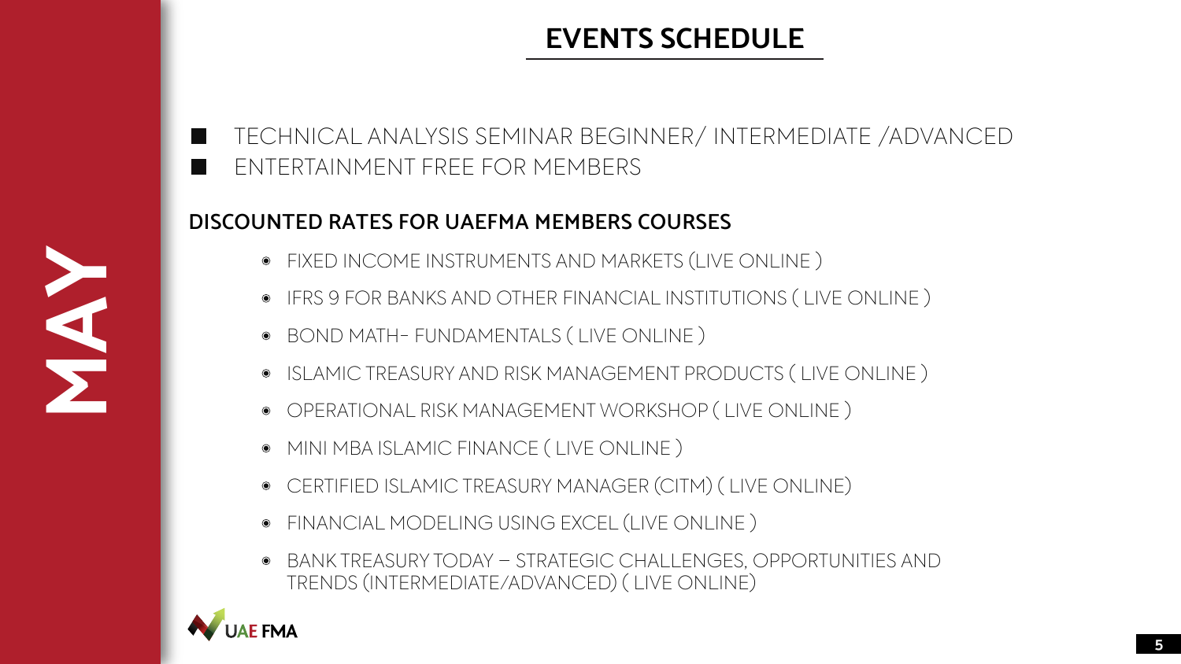# EVENTS SCHEDULE

## MAY

- TECHNICAL ANALYSIS SEMINAR BEGINNER/ INTERMEDIATE /ADVANCED
- ENTERTAINMENT FREE FOR MEMBERS

**DISCOUNTED RATES FOR UAEFMA MEMBERS COURSES**

- FIXED INCOME INSTRUMENTS AND MARKETS (LIVE ONLINE )
- IFRS 9 FOR BANKS AND OTHER FINANCIAL INSTITUTIONS ( LIVE ONLINE )
- BOND MATH- FUNDAMENTALS ( LIVE ONLINE )
- ISLAMIC TREASURY AND RISK MANAGEMENT PRODUCTS ( LIVE ONLINE )
- OPERATIONAL RISK MANAGEMENT WORKSHOP ( LIVE ONLINE )
- MINI MBA ISLAMIC FINANCE ( LIVE ONLINE )
- CERTIFIED ISLAMIC TREASURY MANAGER (CITM) ( LIVE ONLINE)
- FINANCIAL MODELING USING EXCEL (LIVE ONLINE )
- BANK TREASURY TODAY – STRATEGIC CHALLENGES, OPPORTUNITIES AND TRENDS (INTERMEDIATE/ADVANCED) ( LIVE ONLINE)

UAE FMA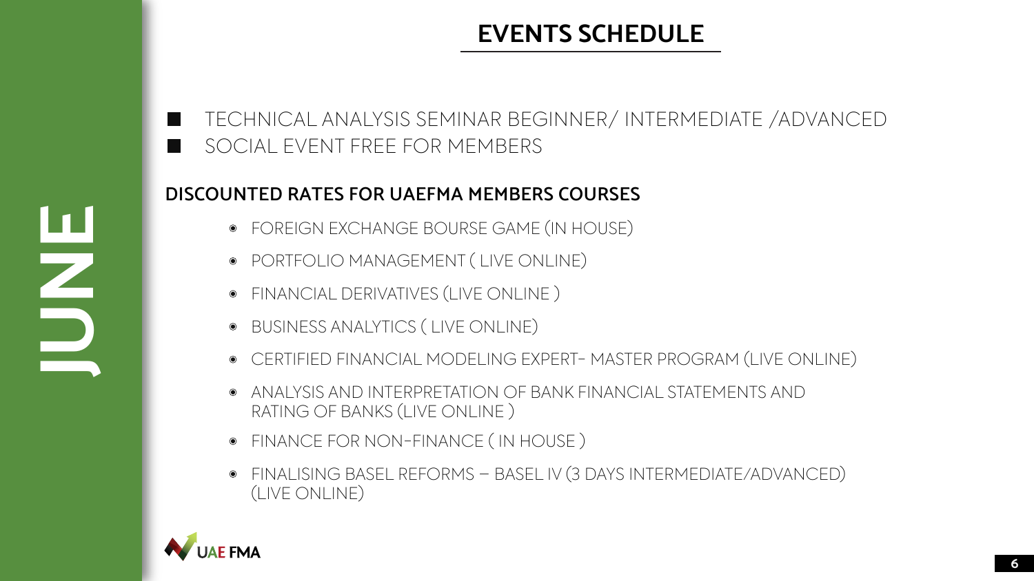# EVENTS SCHEDULE

## JUNE

- TECHNICAL ANALYSIS SEMINAR BEGINNER/ INTERMEDIATE /ADVANCED
- SOCIAL EVENT FREE FOR MEMBERS

### DISCOUNTED RATES FOR UAEFMA MEMBERS COURSES

- FOREIGN EXCHANGE BOURSE GAME (IN HOUSE)
- PORTFOLIO MANAGEMENT ( LIVE ONLINE)
- FINANCIAL DERIVATIVES (LIVE ONLINE )
- BUSINESS ANALYTICS ( LIVE ONLINE)
- CERTIFIED FINANCIAL MODELING EXPERT- MASTER PROGRAM (LIVE ONLINE)
- ANALYSIS AND INTERPRETATION OF BANK FINANCIAL STATEMENTS AND RATING OF BANKS (LIVE ONLINE )
- FINANCE FOR NON-FINANCE ( IN HOUSE )
- FINALISING BASEL REFORMS – BASEL IV (3 DAYS INTERMEDIATE/ADVANCED) (LIVE ONLINE)

UAE FMA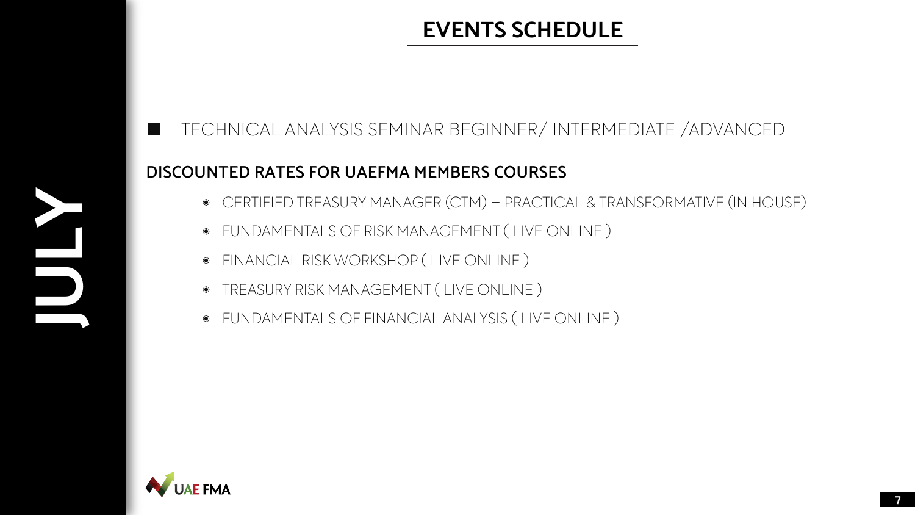# EVENTS SCHEDULE

JULY

- TECHNICAL ANALYSIS SEMINAR BEGINNER/ INTERMEDIATE /ADVANCED

**DISCOUNTED RATES FOR UAEFMA MEMBERS COURSES**

- CERTIFIED TREASURY MANAGER (CTM) – PRACTICAL & TRANSFORMATIVE (IN HOUSE)
- FUNDAMENTALS OF RISK MANAGEMENT ( LIVE ONLINE )
- FINANCIAL RISK WORKSHOP ( LIVE ONLINE )
- TREASURY RISK MANAGEMENT ( LIVE ONLINE )
- FUNDAMENTALS OF FINANCIAL ANALYSIS ( LIVE ONLINE )

UAE FMA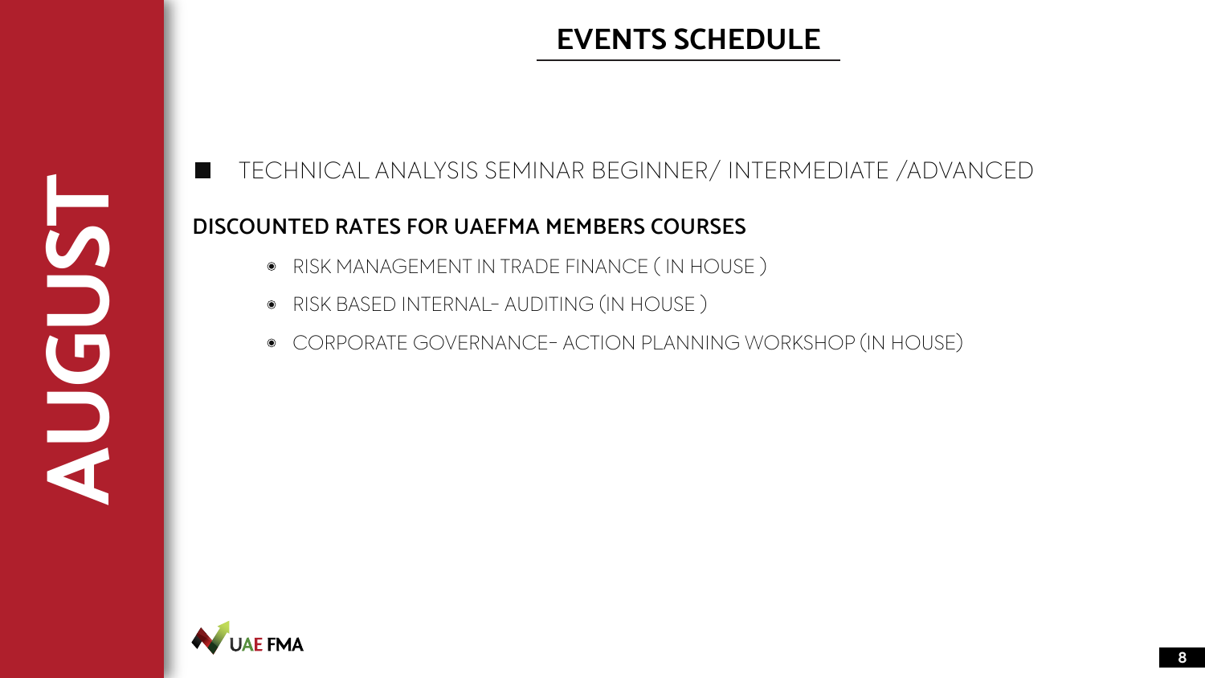# EVENTS SCHEDULE

## AUGUST

- TECHNICAL ANALYSIS SEMINAR BEGINNER/ INTERMEDIATE /ADVANCED

**DISCOUNTED RATES FOR UAEFMA MEMBERS COURSES**

- RISK MANAGEMENT IN TRADE FINANCE ( IN HOUSE )
- RISK BASED INTERNAL- AUDITING (IN HOUSE )
- CORPORATE GOVERNANCE- ACTION PLANNING WORKSHOP (IN HOUSE)

UAE FMA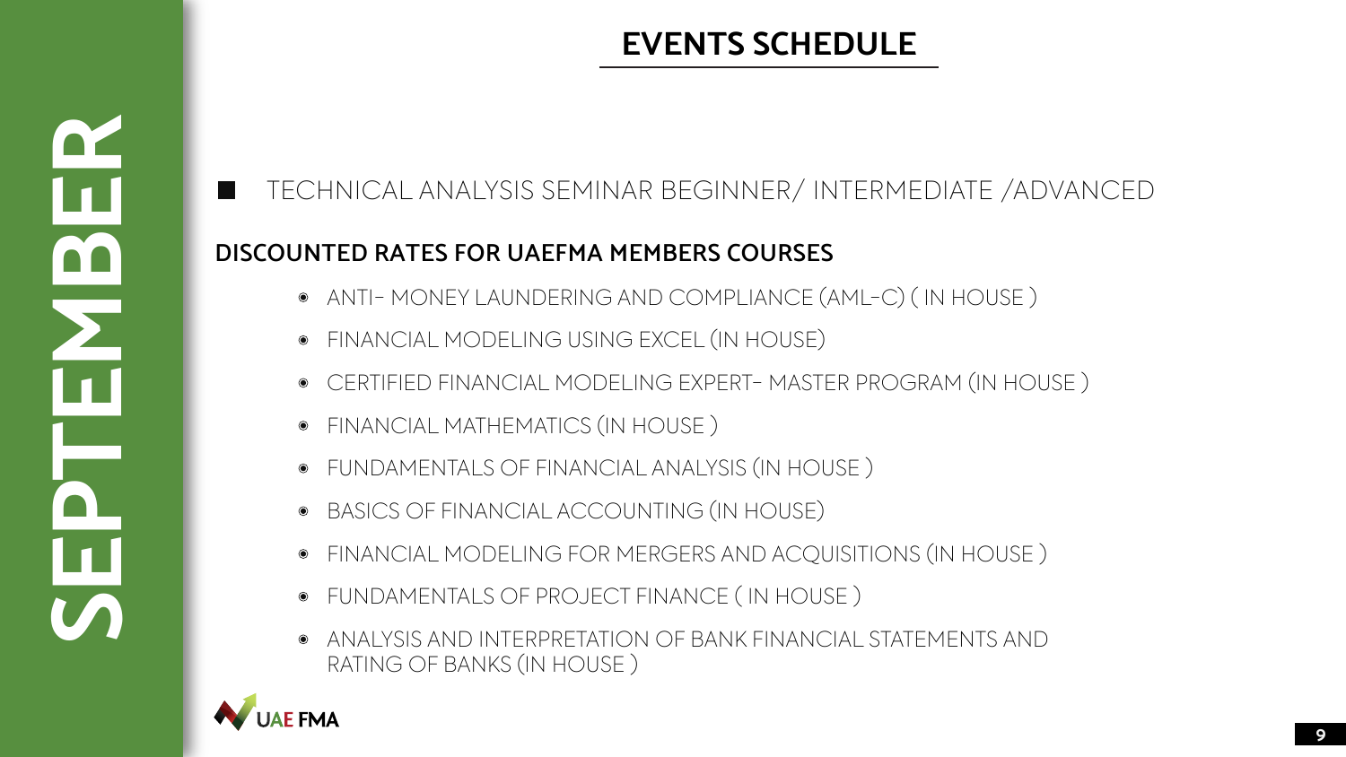# SEPTEMBER

## EVENTS SCHEDULE

- TECHNICAL ANALYSIS SEMINAR BEGINNER/ INTERMEDIATE /ADVANCED

**DISCOUNTED RATES FOR UAEFMA MEMBERS COURSES**

- ANTI- MONEY LAUNDERING AND COMPLIANCE (AML-C) ( IN HOUSE )
- FINANCIAL MODELING USING EXCEL (IN HOUSE)
- CERTIFIED FINANCIAL MODELING EXPERT- MASTER PROGRAM (IN HOUSE )
- FINANCIAL MATHEMATICS (IN HOUSE )
- FUNDAMENTALS OF FINANCIAL ANALYSIS (IN HOUSE )
- BASICS OF FINANCIAL ACCOUNTING (IN HOUSE)
- FINANCIAL MODELING FOR MERGERS AND ACQUISITIONS (IN HOUSE )
- FUNDAMENTALS OF PROJECT FINANCE ( IN HOUSE )
- ANALYSIS AND INTERPRETATION OF BANK FINANCIAL STATEMENTS AND RATING OF BANKS (IN HOUSE )

UAE FMA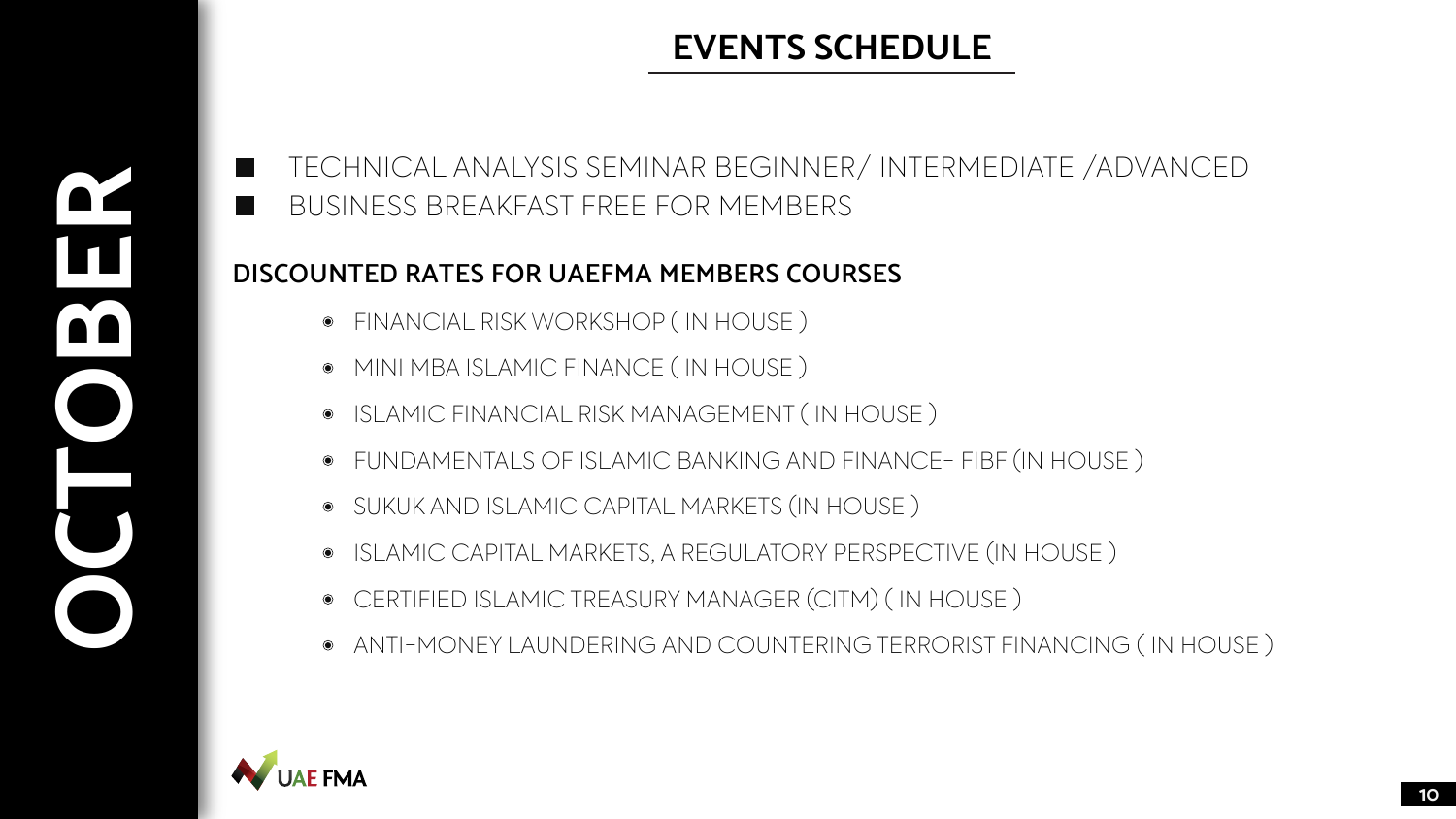# OCTOBER

## EVENTS SCHEDULE

- TECHNICAL ANALYSIS SEMINAR BEGINNER/ INTERMEDIATE /ADVANCED
- BUSINESS BREAKFAST FREE FOR MEMBERS

### DISCOUNTED RATES FOR UAEFMA MEMBERS COURSES

- FINANCIAL RISK WORKSHOP ( IN HOUSE )
- MINI MBA ISLAMIC FINANCE ( IN HOUSE )
- ISLAMIC FINANCIAL RISK MANAGEMENT ( IN HOUSE )
- FUNDAMENTALS OF ISLAMIC BANKING AND FINANCE- FIBF (IN HOUSE )
- SUKUK AND ISLAMIC CAPITAL MARKETS (IN HOUSE )
- ISLAMIC CAPITAL MARKETS, A REGULATORY PERSPECTIVE (IN HOUSE )
- CERTIFIED ISLAMIC TREASURY MANAGER (CITM) ( IN HOUSE )
- ANTI-MONEY LAUNDERING AND COUNTERING TERRORIST FINANCING ( IN HOUSE )

UAE FMA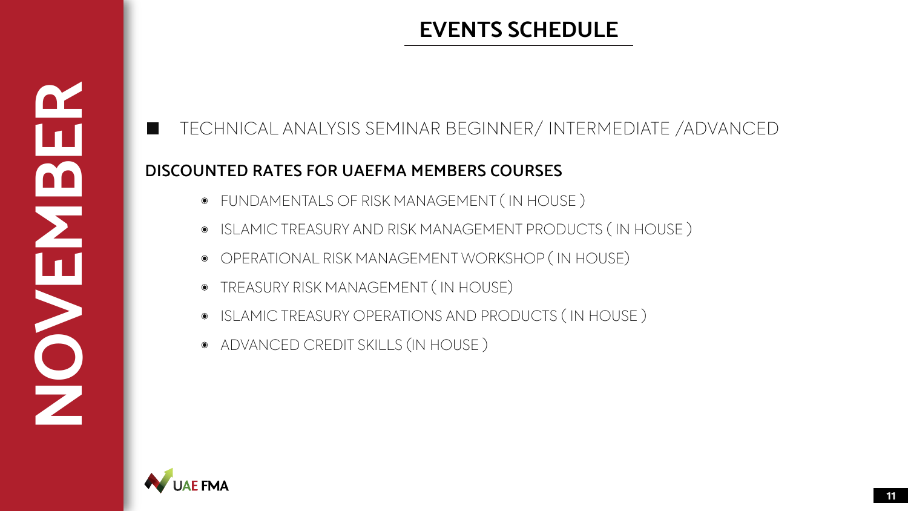# NOVEMBER

## EVENTS SCHEDULE

- TECHNICAL ANALYSIS SEMINAR BEGINNER/ INTERMEDIATE /ADVANCED

### DISCOUNTED RATES FOR UAEFMA MEMBERS COURSES

- FUNDAMENTALS OF RISK MANAGEMENT ( IN HOUSE )
- ISLAMIC TREASURY AND RISK MANAGEMENT PRODUCTS ( IN HOUSE )
- OPERATIONAL RISK MANAGEMENT WORKSHOP ( IN HOUSE)
- TREASURY RISK MANAGEMENT ( IN HOUSE)
- ISLAMIC TREASURY OPERATIONS AND PRODUCTS ( IN HOUSE )
- ADVANCED CREDIT SKILLS (IN HOUSE )

UAE FMA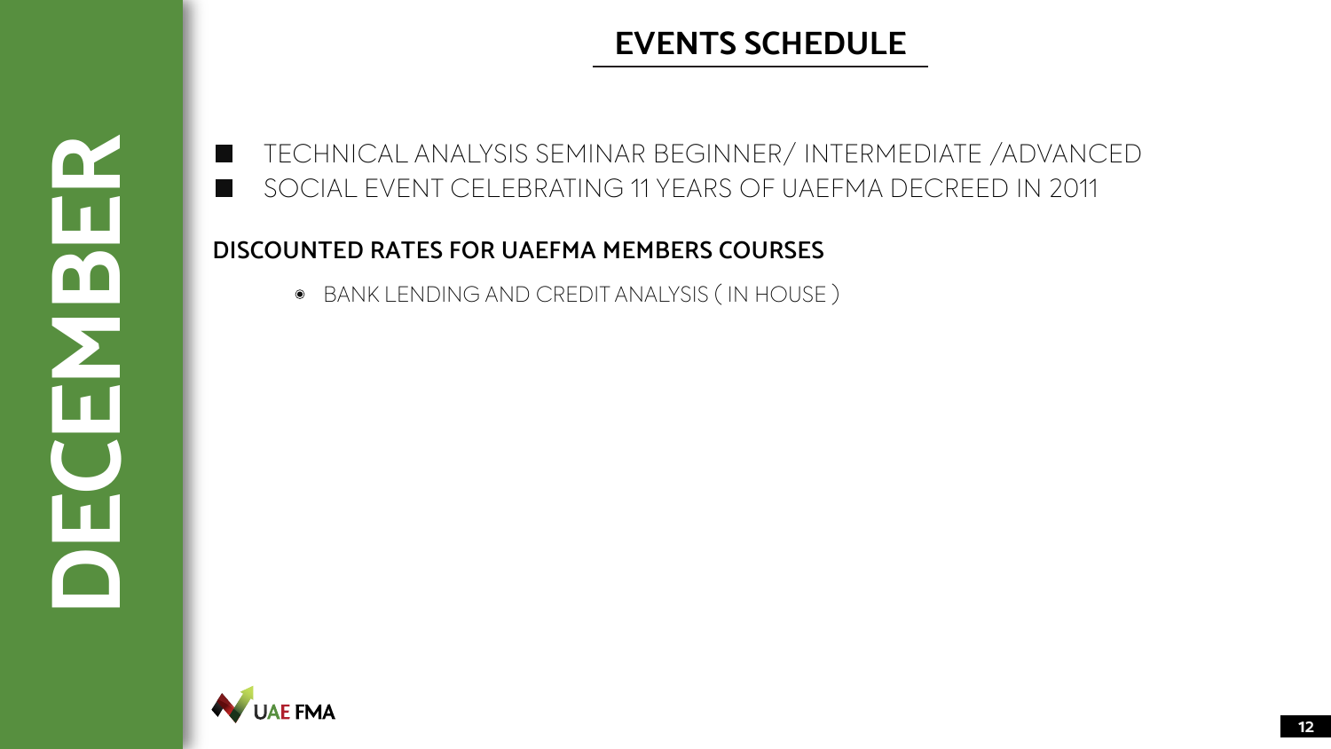# DECEMBER

## EVENTS SCHEDULE

- TECHNICAL ANALYSIS SEMINAR BEGINNER/ INTERMEDIATE /ADVANCED
- SOCIAL EVENT CELEBRATING 11 YEARS OF UAEFMA DECREED IN 2011

### DISCOUNTED RATES FOR UAEFMA MEMBERS COURSES

- BANK LENDING AND CREDIT ANALYSIS ( IN HOUSE )

UAE FMA